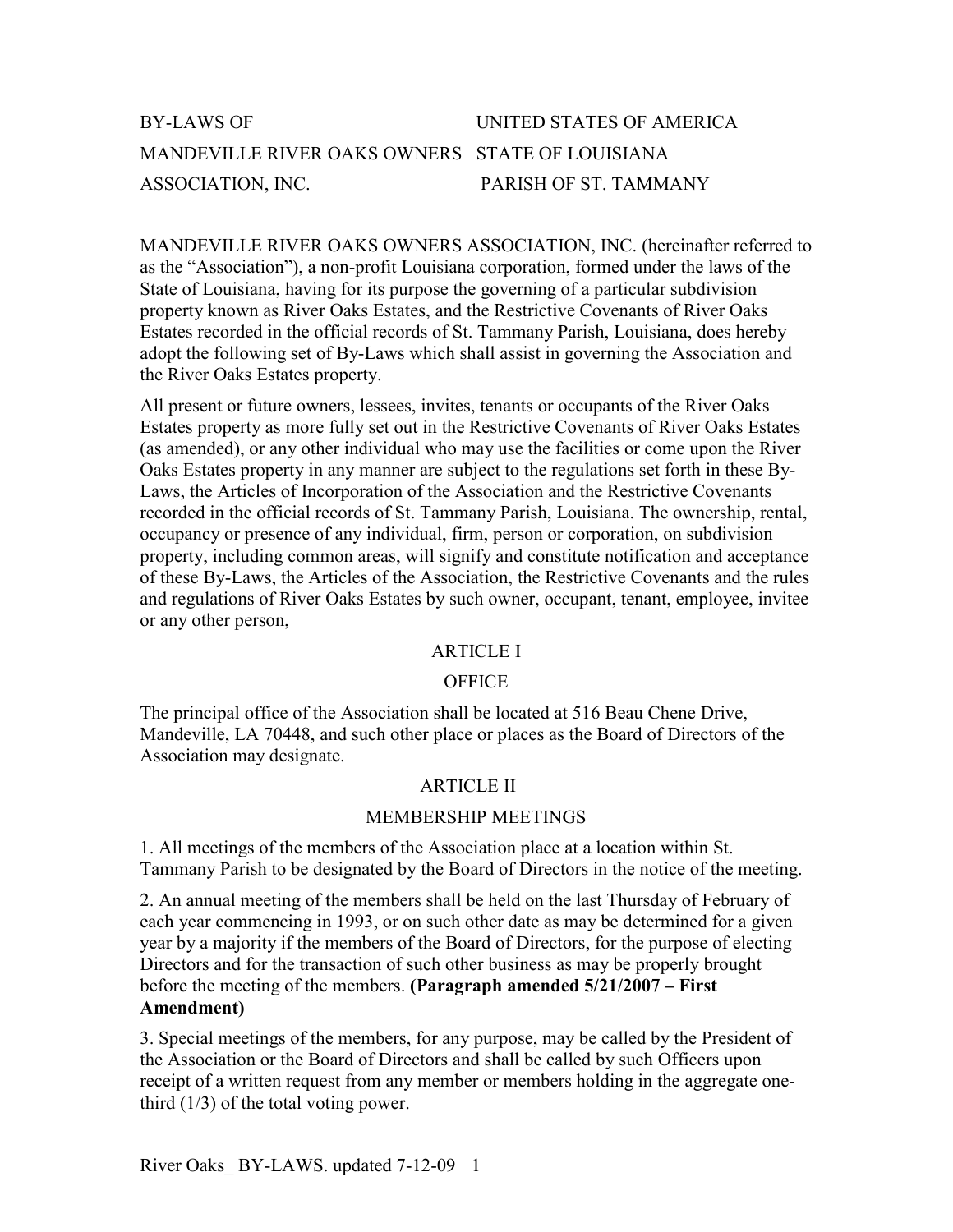BY-LAWS OF MANDEVILLE RIVER OAKS OWNERS ASSOCIATION, INC.

UNITED STATES OF AMERICA
STATE OF LOUISIANA
PARISH OF ST. TAMMANY

MANDEVILLE RIVER OAKS OWNERS ASSOCIATION, INC. (hereinafter referred to as the "Association"), a non-profit Louisiana corporation, formed under the laws of the State of Louisiana, having for its purpose the governing of a particular subdivision property known as River Oaks Estates, and the Restrictive Covenants of River Oaks Estates recorded in the official records of St. Tammany Parish, Louisiana, does hereby adopt the following set of By-Laws which shall assist in governing the Association and the River Oaks Estates property.

All present or future owners, lessees, invites, tenants or occupants of the River Oaks Estates property as more fully set out in the Restrictive Covenants of River Oaks Estates (as amended), or any other individual who may use the facilities or come upon the River Oaks Estates property in any manner are subject to the regulations set forth in these By-Laws, the Articles of Incorporation of the Association and the Restrictive Covenants recorded in the official records of St. Tammany Parish, Louisiana. The ownership, rental, occupancy or presence of any individual, firm, person or corporation, on subdivision property, including common areas, will signify and constitute notification and acceptance of these By-Laws, the Articles of the Association, the Restrictive Covenants and the rules and regulations of River Oaks Estates by such owner, occupant, tenant, employee, invitee or any other person,

## ARTICLE I

### OFFICE

The principal office of the Association shall be located at 516 Beau Chene Drive, Mandeville, LA 70448, and such other place or places as the Board of Directors of the Association may designate.

## ARTICLE II

### MEMBERSHIP MEETINGS

1. All meetings of the members of the Association place at a location within St. Tammany Parish to be designated by the Board of Directors in the notice of the meeting.

2. An annual meeting of the members shall be held on the last Thursday of February of each year commencing in 1993, or on such other date as may be determined for a given year by a majority if the members of the Board of Directors, for the purpose of electing Directors and for the transaction of such other business as may be properly brought before the meeting of the members. **(Paragraph amended 5/21/2007 – First Amendment)**

3. Special meetings of the members, for any purpose, may be called by the President of the Association or the Board of Directors and shall be called by such Officers upon receipt of a written request from any member or members holding in the aggregate one-third (1/3) of the total voting power.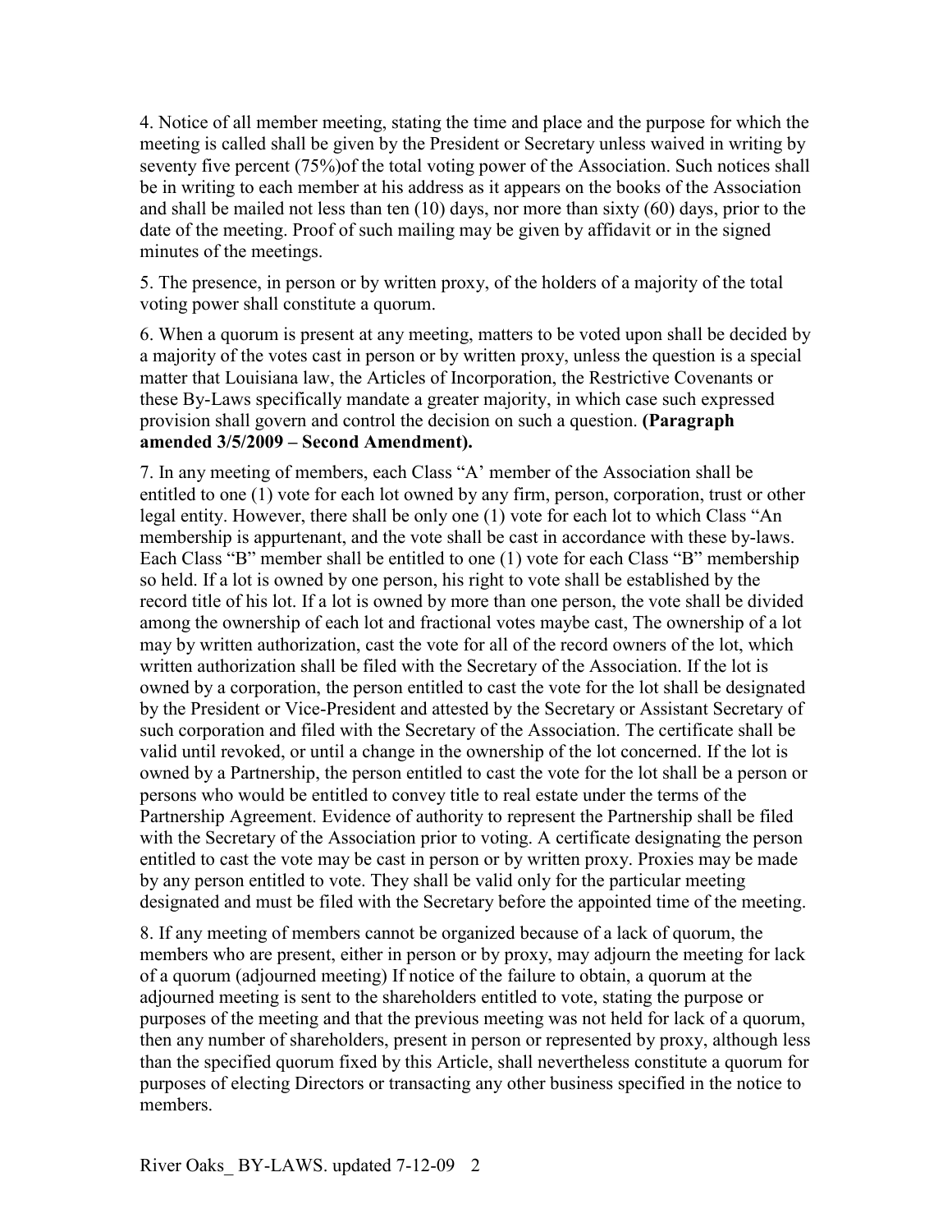4. Notice of all member meeting, stating the time and place and the purpose for which the meeting is called shall be given by the President or Secretary unless waived in writing by seventy five percent (75%)of the total voting power of the Association. Such notices shall be in writing to each member at his address as it appears on the books of the Association and shall be mailed not less than ten (10) days, nor more than sixty (60) days, prior to the date of the meeting. Proof of such mailing may be given by affidavit or in the signed minutes of the meetings.

5. The presence, in person or by written proxy, of the holders of a majority of the total voting power shall constitute a quorum.

6. When a quorum is present at any meeting, matters to be voted upon shall be decided by a majority of the votes cast in person or by written proxy, unless the question is a special matter that Louisiana law, the Articles of Incorporation, the Restrictive Covenants or these By-Laws specifically mandate a greater majority, in which case such expressed provision shall govern and control the decision on such a question. **(Paragraph amended 3/5/2009 – Second Amendment).**

7. In any meeting of members, each Class "A' member of the Association shall be entitled to one (1) vote for each lot owned by any firm, person, corporation, trust or other legal entity. However, there shall be only one (1) vote for each lot to which Class "An membership is appurtenant, and the vote shall be cast in accordance with these by-laws. Each Class "B" member shall be entitled to one (1) vote for each Class "B" membership so held. If a lot is owned by one person, his right to vote shall be established by the record title of his lot. If a lot is owned by more than one person, the vote shall be divided among the ownership of each lot and fractional votes maybe cast, The ownership of a lot may by written authorization, cast the vote for all of the record owners of the lot, which written authorization shall be filed with the Secretary of the Association. If the lot is owned by a corporation, the person entitled to cast the vote for the lot shall be designated by the President or Vice-President and attested by the Secretary or Assistant Secretary of such corporation and filed with the Secretary of the Association. The certificate shall be valid until revoked, or until a change in the ownership of the lot concerned. If the lot is owned by a Partnership, the person entitled to cast the vote for the lot shall be a person or persons who would be entitled to convey title to real estate under the terms of the Partnership Agreement. Evidence of authority to represent the Partnership shall be filed with the Secretary of the Association prior to voting. A certificate designating the person entitled to cast the vote may be cast in person or by written proxy. Proxies may be made by any person entitled to vote. They shall be valid only for the particular meeting designated and must be filed with the Secretary before the appointed time of the meeting.

8. If any meeting of members cannot be organized because of a lack of quorum, the members who are present, either in person or by proxy, may adjourn the meeting for lack of a quorum (adjourned meeting) If notice of the failure to obtain, a quorum at the adjourned meeting is sent to the shareholders entitled to vote, stating the purpose or purposes of the meeting and that the previous meeting was not held for lack of a quorum, then any number of shareholders, present in person or represented by proxy, although less than the specified quorum fixed by this Article, shall nevertheless constitute a quorum for purposes of electing Directors or transacting any other business specified in the notice to members.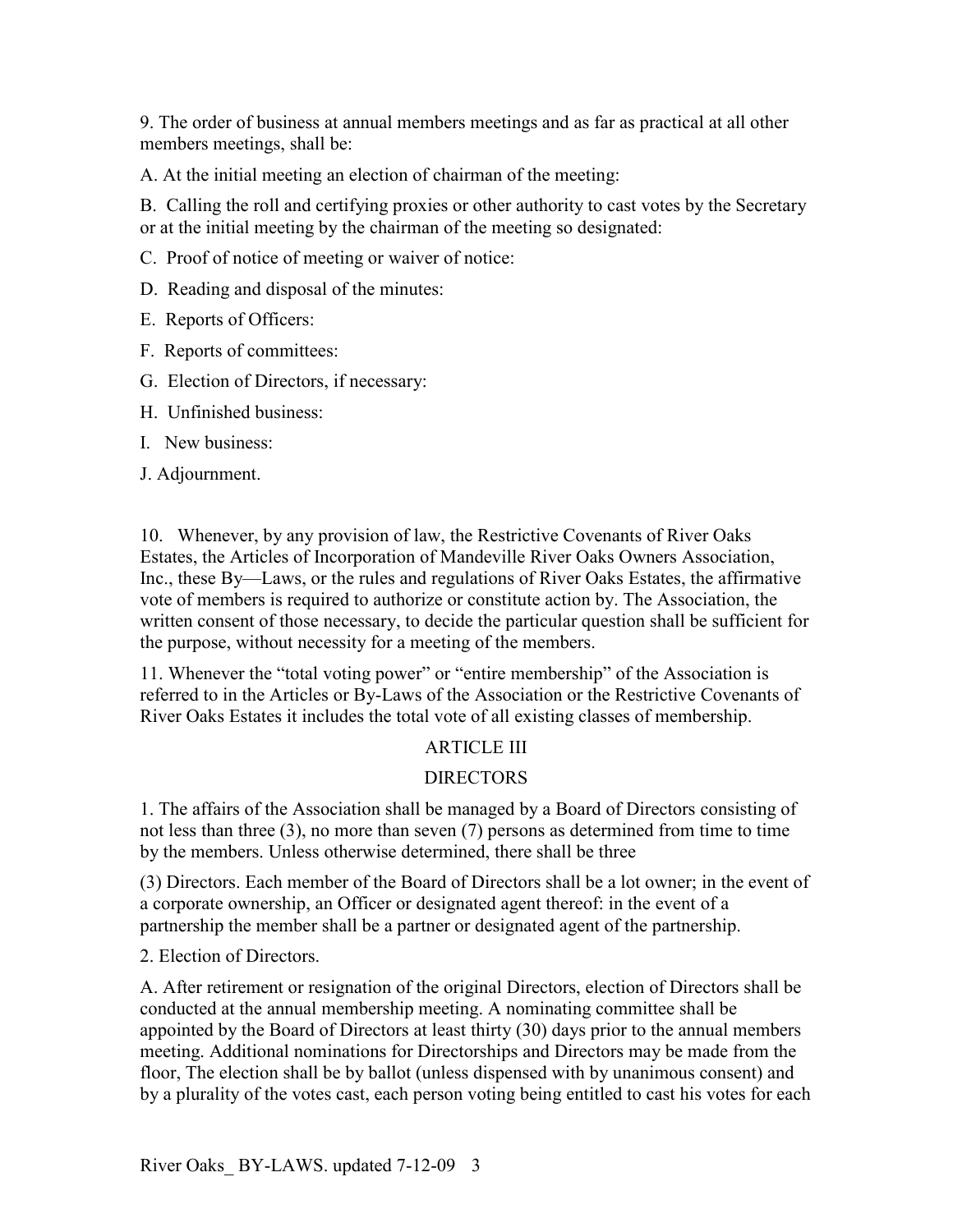9. The order of business at annual members meetings and as far as practical at all other members meetings, shall be:

A. At the initial meeting an election of chairman of the meeting:

B. Calling the roll and certifying proxies or other authority to cast votes by the Secretary or at the initial meeting by the chairman of the meeting so designated:

C. Proof of notice of meeting or waiver of notice:

D. Reading and disposal of the minutes:

E. Reports of Officers:

F. Reports of committees:

G. Election of Directors, if necessary:

H. Unfinished business:

I. New business:

J. Adjournment.

10. Whenever, by any provision of law, the Restrictive Covenants of River Oaks Estates, the Articles of Incorporation of Mandeville River Oaks Owners Association, Inc., these By—Laws, or the rules and regulations of River Oaks Estates, the affirmative vote of members is required to authorize or constitute action by. The Association, the written consent of those necessary, to decide the particular question shall be sufficient for the purpose, without necessity for a meeting of the members.

11. Whenever the "total voting power" or "entire membership" of the Association is referred to in the Articles or By-Laws of the Association or the Restrictive Covenants of River Oaks Estates it includes the total vote of all existing classes of membership.

## ARTICLE III

## DIRECTORS

1. The affairs of the Association shall be managed by a Board of Directors consisting of not less than three (3), no more than seven (7) persons as determined from time to time by the members. Unless otherwise determined, there shall be three

(3) Directors. Each member of the Board of Directors shall be a lot owner; in the event of a corporate ownership, an Officer or designated agent thereof: in the event of a partnership the member shall be a partner or designated agent of the partnership.

2. Election of Directors.

A. After retirement or resignation of the original Directors, election of Directors shall be conducted at the annual membership meeting. A nominating committee shall be appointed by the Board of Directors at least thirty (30) days prior to the annual members meeting. Additional nominations for Directorships and Directors may be made from the floor, The election shall be by ballot (unless dispensed with by unanimous consent) and by a plurality of the votes cast, each person voting being entitled to cast his votes for each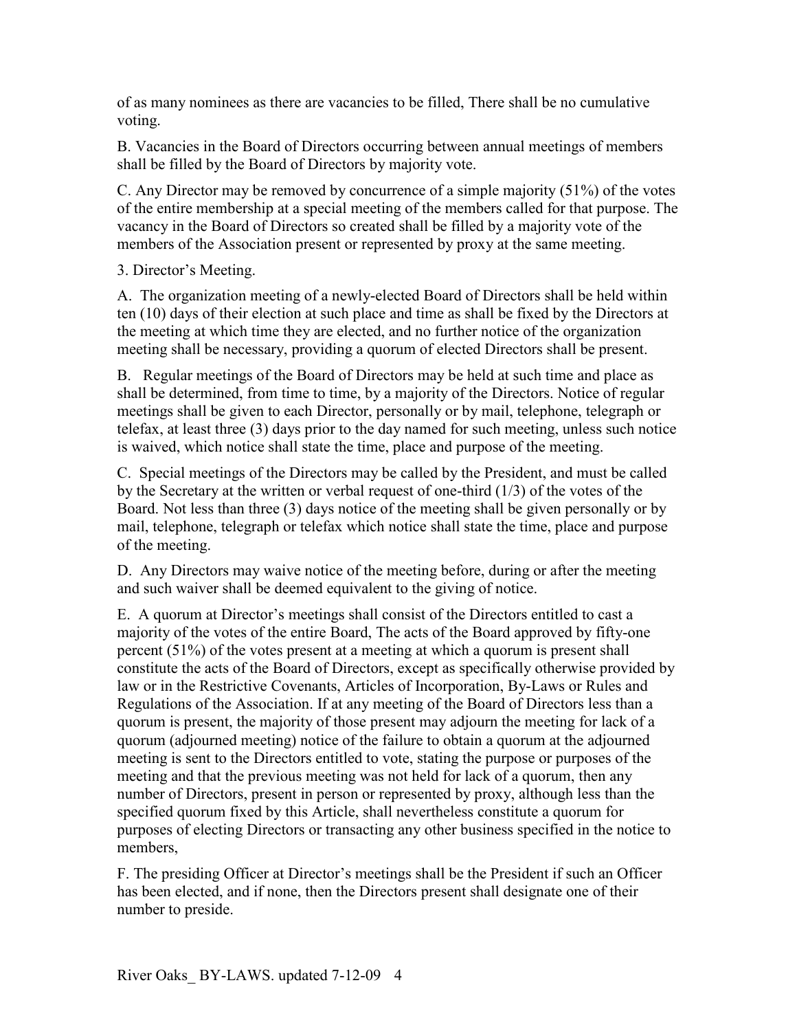of as many nominees as there are vacancies to be filled, There shall be no cumulative voting.

B. Vacancies in the Board of Directors occurring between annual meetings of members shall be filled by the Board of Directors by majority vote.

C. Any Director may be removed by concurrence of a simple majority (51%) of the votes of the entire membership at a special meeting of the members called for that purpose. The vacancy in the Board of Directors so created shall be filled by a majority vote of the members of the Association present or represented by proxy at the same meeting.

3. Director's Meeting.

A. The organization meeting of a newly-elected Board of Directors shall be held within ten (10) days of their election at such place and time as shall be fixed by the Directors at the meeting at which time they are elected, and no further notice of the organization meeting shall be necessary, providing a quorum of elected Directors shall be present.

B. Regular meetings of the Board of Directors may be held at such time and place as shall be determined, from time to time, by a majority of the Directors. Notice of regular meetings shall be given to each Director, personally or by mail, telephone, telegraph or telefax, at least three (3) days prior to the day named for such meeting, unless such notice is waived, which notice shall state the time, place and purpose of the meeting.

C. Special meetings of the Directors may be called by the President, and must be called by the Secretary at the written or verbal request of one-third (1/3) of the votes of the Board. Not less than three (3) days notice of the meeting shall be given personally or by mail, telephone, telegraph or telefax which notice shall state the time, place and purpose of the meeting.

D. Any Directors may waive notice of the meeting before, during or after the meeting and such waiver shall be deemed equivalent to the giving of notice.

E. A quorum at Director's meetings shall consist of the Directors entitled to cast a majority of the votes of the entire Board, The acts of the Board approved by fifty-one percent (51%) of the votes present at a meeting at which a quorum is present shall constitute the acts of the Board of Directors, except as specifically otherwise provided by law or in the Restrictive Covenants, Articles of Incorporation, By-Laws or Rules and Regulations of the Association. If at any meeting of the Board of Directors less than a quorum is present, the majority of those present may adjourn the meeting for lack of a quorum (adjourned meeting) notice of the failure to obtain a quorum at the adjourned meeting is sent to the Directors entitled to vote, stating the purpose or purposes of the meeting and that the previous meeting was not held for lack of a quorum, then any number of Directors, present in person or represented by proxy, although less than the specified quorum fixed by this Article, shall nevertheless constitute a quorum for purposes of electing Directors or transacting any other business specified in the notice to members,

F. The presiding Officer at Director's meetings shall be the President if such an Officer has been elected, and if none, then the Directors present shall designate one of their number to preside.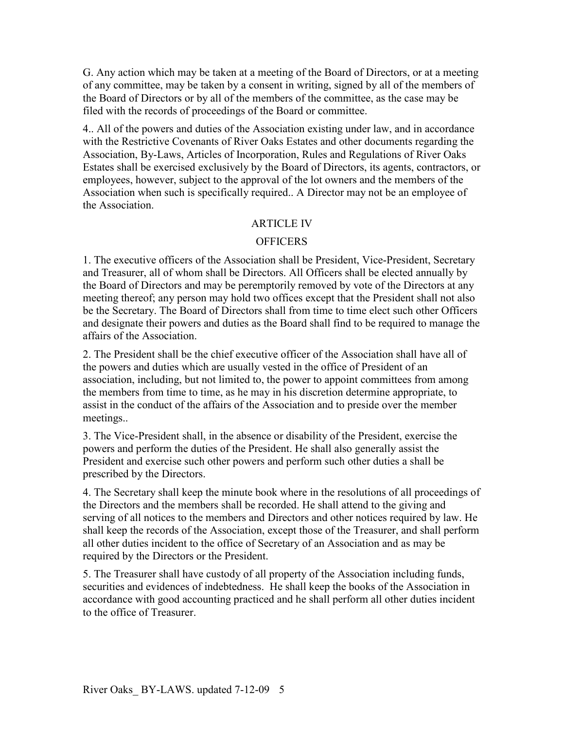G. Any action which may be taken at a meeting of the Board of Directors, or at a meeting of any committee, may be taken by a consent in writing, signed by all of the members of the Board of Directors or by all of the members of the committee, as the case may be filed with the records of proceedings of the Board or committee.

4.. All of the powers and duties of the Association existing under law, and in accordance with the Restrictive Covenants of River Oaks Estates and other documents regarding the Association, By-Laws, Articles of Incorporation, Rules and Regulations of River Oaks Estates shall be exercised exclusively by the Board of Directors, its agents, contractors, or employees, however, subject to the approval of the lot owners and the members of the Association when such is specifically required.. A Director may not be an employee of the Association.

## ARTICLE IV

## OFFICERS

1. The executive officers of the Association shall be President, Vice-President, Secretary and Treasurer, all of whom shall be Directors. All Officers shall be elected annually by the Board of Directors and may be peremptorily removed by vote of the Directors at any meeting thereof; any person may hold two offices except that the President shall not also be the Secretary. The Board of Directors shall from time to time elect such other Officers and designate their powers and duties as the Board shall find to be required to manage the affairs of the Association.

2. The President shall be the chief executive officer of the Association shall have all of the powers and duties which are usually vested in the office of President of an association, including, but not limited to, the power to appoint committees from among the members from time to time, as he may in his discretion determine appropriate, to assist in the conduct of the affairs of the Association and to preside over the member meetings..

3. The Vice-President shall, in the absence or disability of the President, exercise the powers and perform the duties of the President. He shall also generally assist the President and exercise such other powers and perform such other duties a shall be prescribed by the Directors.

4. The Secretary shall keep the minute book where in the resolutions of all proceedings of the Directors and the members shall be recorded. He shall attend to the giving and serving of all notices to the members and Directors and other notices required by law. He shall keep the records of the Association, except those of the Treasurer, and shall perform all other duties incident to the office of Secretary of an Association and as may be required by the Directors or the President.

5. The Treasurer shall have custody of all property of the Association including funds, securities and evidences of indebtedness. He shall keep the books of the Association in accordance with good accounting practiced and he shall perform all other duties incident to the office of Treasurer.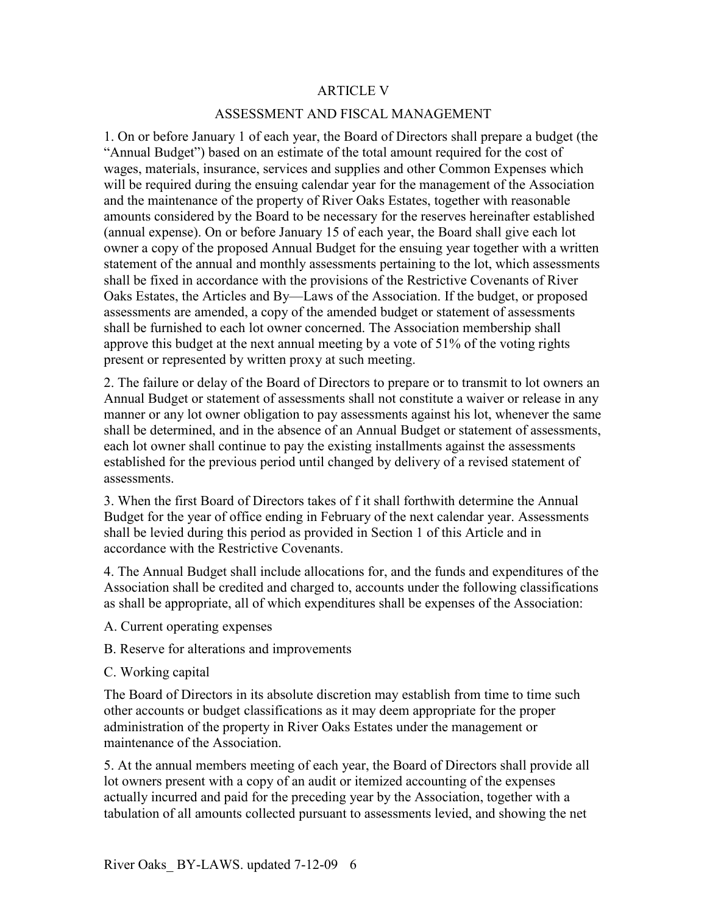## ARTICLE V

## ASSESSMENT AND FISCAL MANAGEMENT

1. On or before January 1 of each year, the Board of Directors shall prepare a budget (the "Annual Budget") based on an estimate of the total amount required for the cost of wages, materials, insurance, services and supplies and other Common Expenses which will be required during the ensuing calendar year for the management of the Association and the maintenance of the property of River Oaks Estates, together with reasonable amounts considered by the Board to be necessary for the reserves hereinafter established (annual expense). On or before January 15 of each year, the Board shall give each lot owner a copy of the proposed Annual Budget for the ensuing year together with a written statement of the annual and monthly assessments pertaining to the lot, which assessments shall be fixed in accordance with the provisions of the Restrictive Covenants of River Oaks Estates, the Articles and By—Laws of the Association. If the budget, or proposed assessments are amended, a copy of the amended budget or statement of assessments shall be furnished to each lot owner concerned. The Association membership shall approve this budget at the next annual meeting by a vote of 51% of the voting rights present or represented by written proxy at such meeting.

2. The failure or delay of the Board of Directors to prepare or to transmit to lot owners an Annual Budget or statement of assessments shall not constitute a waiver or release in any manner or any lot owner obligation to pay assessments against his lot, whenever the same shall be determined, and in the absence of an Annual Budget or statement of assessments, each lot owner shall continue to pay the existing installments against the assessments established for the previous period until changed by delivery of a revised statement of assessments.

3. When the first Board of Directors takes of f it shall forthwith determine the Annual Budget for the year of office ending in February of the next calendar year. Assessments shall be levied during this period as provided in Section 1 of this Article and in accordance with the Restrictive Covenants.

4. The Annual Budget shall include allocations for, and the funds and expenditures of the Association shall be credited and charged to, accounts under the following classifications as shall be appropriate, all of which expenditures shall be expenses of the Association:

A. Current operating expenses

B. Reserve for alterations and improvements

C. Working capital

The Board of Directors in its absolute discretion may establish from time to time such other accounts or budget classifications as it may deem appropriate for the proper administration of the property in River Oaks Estates under the management or maintenance of the Association.

5. At the annual members meeting of each year, the Board of Directors shall provide all lot owners present with a copy of an audit or itemized accounting of the expenses actually incurred and paid for the preceding year by the Association, together with a tabulation of all amounts collected pursuant to assessments levied, and showing the net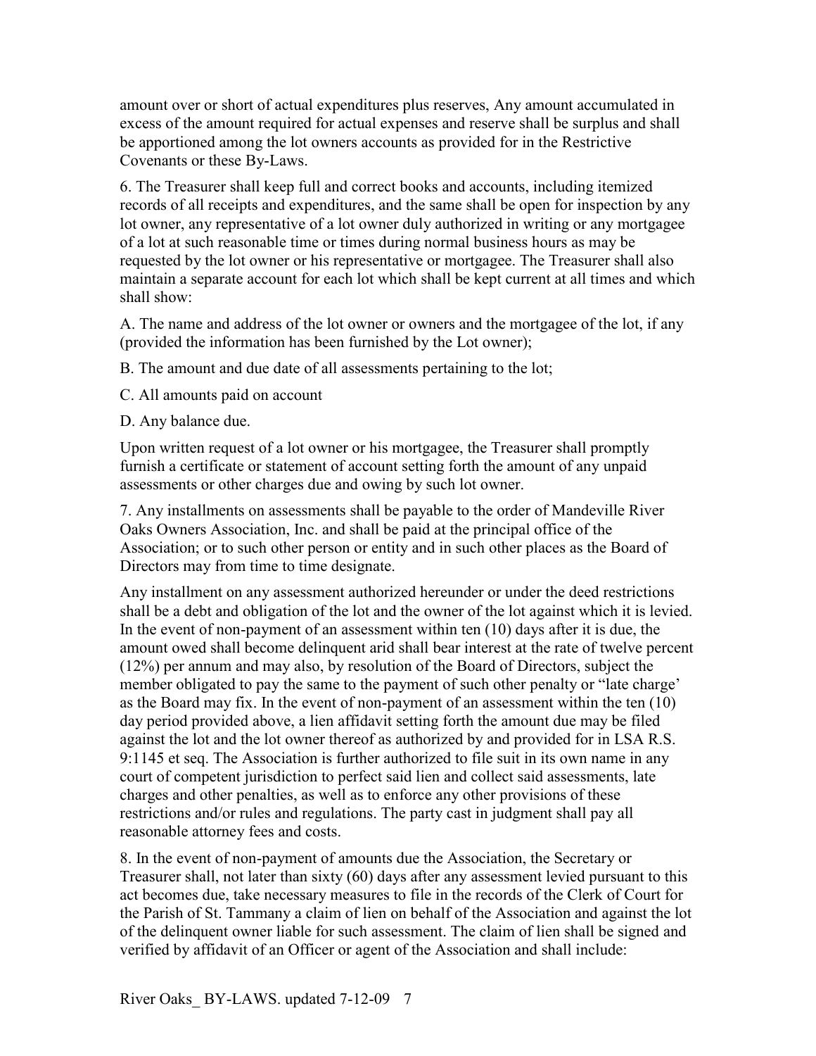amount over or short of actual expenditures plus reserves, Any amount accumulated in excess of the amount required for actual expenses and reserve shall be surplus and shall be apportioned among the lot owners accounts as provided for in the Restrictive Covenants or these By-Laws.

6. The Treasurer shall keep full and correct books and accounts, including itemized records of all receipts and expenditures, and the same shall be open for inspection by any lot owner, any representative of a lot owner duly authorized in writing or any mortgagee of a lot at such reasonable time or times during normal business hours as may be requested by the lot owner or his representative or mortgagee. The Treasurer shall also maintain a separate account for each lot which shall be kept current at all times and which shall show:

A. The name and address of the lot owner or owners and the mortgagee of the lot, if any (provided the information has been furnished by the Lot owner);

B. The amount and due date of all assessments pertaining to the lot;

C. All amounts paid on account

D. Any balance due.

Upon written request of a lot owner or his mortgagee, the Treasurer shall promptly furnish a certificate or statement of account setting forth the amount of any unpaid assessments or other charges due and owing by such lot owner.

7. Any installments on assessments shall be payable to the order of Mandeville River Oaks Owners Association, Inc. and shall be paid at the principal office of the Association; or to such other person or entity and in such other places as the Board of Directors may from time to time designate.

Any installment on any assessment authorized hereunder or under the deed restrictions shall be a debt and obligation of the lot and the owner of the lot against which it is levied. In the event of non-payment of an assessment within ten (10) days after it is due, the amount owed shall become delinquent arid shall bear interest at the rate of twelve percent (12%) per annum and may also, by resolution of the Board of Directors, subject the member obligated to pay the same to the payment of such other penalty or "late charge' as the Board may fix. In the event of non-payment of an assessment within the ten (10) day period provided above, a lien affidavit setting forth the amount due may be filed against the lot and the lot owner thereof as authorized by and provided for in LSA R.S. 9:1145 et seq. The Association is further authorized to file suit in its own name in any court of competent jurisdiction to perfect said lien and collect said assessments, late charges and other penalties, as well as to enforce any other provisions of these restrictions and/or rules and regulations. The party cast in judgment shall pay all reasonable attorney fees and costs.

8. In the event of non-payment of amounts due the Association, the Secretary or Treasurer shall, not later than sixty (60) days after any assessment levied pursuant to this act becomes due, take necessary measures to file in the records of the Clerk of Court for the Parish of St. Tammany a claim of lien on behalf of the Association and against the lot of the delinquent owner liable for such assessment. The claim of lien shall be signed and verified by affidavit of an Officer or agent of the Association and shall include: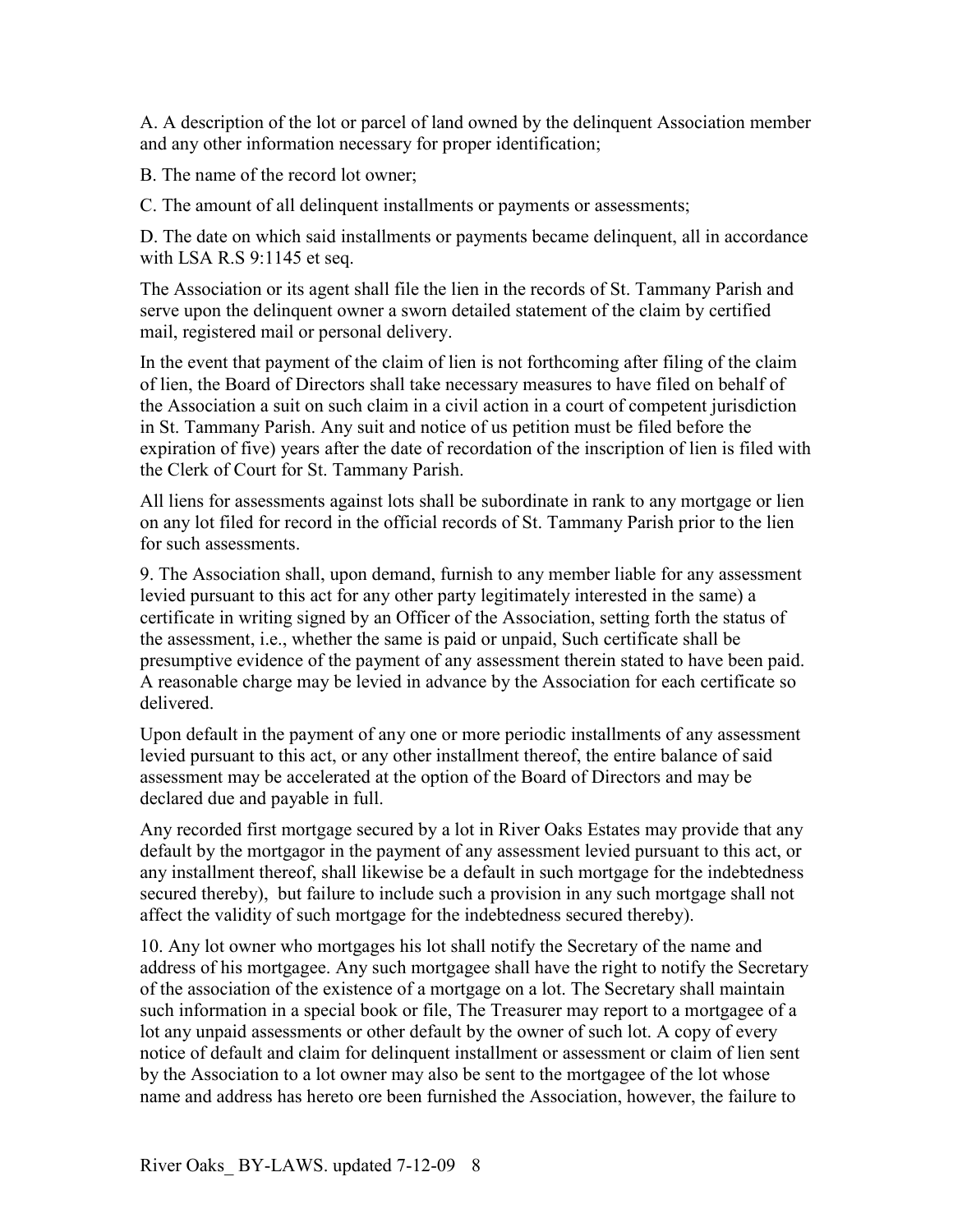A. A description of the lot or parcel of land owned by the delinquent Association member and any other information necessary for proper identification;

B. The name of the record lot owner;

C. The amount of all delinquent installments or payments or assessments;

D. The date on which said installments or payments became delinquent, all in accordance with LSA R.S 9:1145 et seq.

The Association or its agent shall file the lien in the records of St. Tammany Parish and serve upon the delinquent owner a sworn detailed statement of the claim by certified mail, registered mail or personal delivery.

In the event that payment of the claim of lien is not forthcoming after filing of the claim of lien, the Board of Directors shall take necessary measures to have filed on behalf of the Association a suit on such claim in a civil action in a court of competent jurisdiction in St. Tammany Parish. Any suit and notice of us petition must be filed before the expiration of five) years after the date of recordation of the inscription of lien is filed with the Clerk of Court for St. Tammany Parish.

All liens for assessments against lots shall be subordinate in rank to any mortgage or lien on any lot filed for record in the official records of St. Tammany Parish prior to the lien for such assessments.

9. The Association shall, upon demand, furnish to any member liable for any assessment levied pursuant to this act for any other party legitimately interested in the same) a certificate in writing signed by an Officer of the Association, setting forth the status of the assessment, i.e., whether the same is paid or unpaid, Such certificate shall be presumptive evidence of the payment of any assessment therein stated to have been paid. A reasonable charge may be levied in advance by the Association for each certificate so delivered.

Upon default in the payment of any one or more periodic installments of any assessment levied pursuant to this act, or any other installment thereof, the entire balance of said assessment may be accelerated at the option of the Board of Directors and may be declared due and payable in full.

Any recorded first mortgage secured by a lot in River Oaks Estates may provide that any default by the mortgagor in the payment of any assessment levied pursuant to this act, or any installment thereof, shall likewise be a default in such mortgage for the indebtedness secured thereby), but failure to include such a provision in any such mortgage shall not affect the validity of such mortgage for the indebtedness secured thereby).

10. Any lot owner who mortgages his lot shall notify the Secretary of the name and address of his mortgagee. Any such mortgagee shall have the right to notify the Secretary of the association of the existence of a mortgage on a lot. The Secretary shall maintain such information in a special book or file, The Treasurer may report to a mortgagee of a lot any unpaid assessments or other default by the owner of such lot. A copy of every notice of default and claim for delinquent installment or assessment or claim of lien sent by the Association to a lot owner may also be sent to the mortgagee of the lot whose name and address has hereto ore been furnished the Association, however, the failure to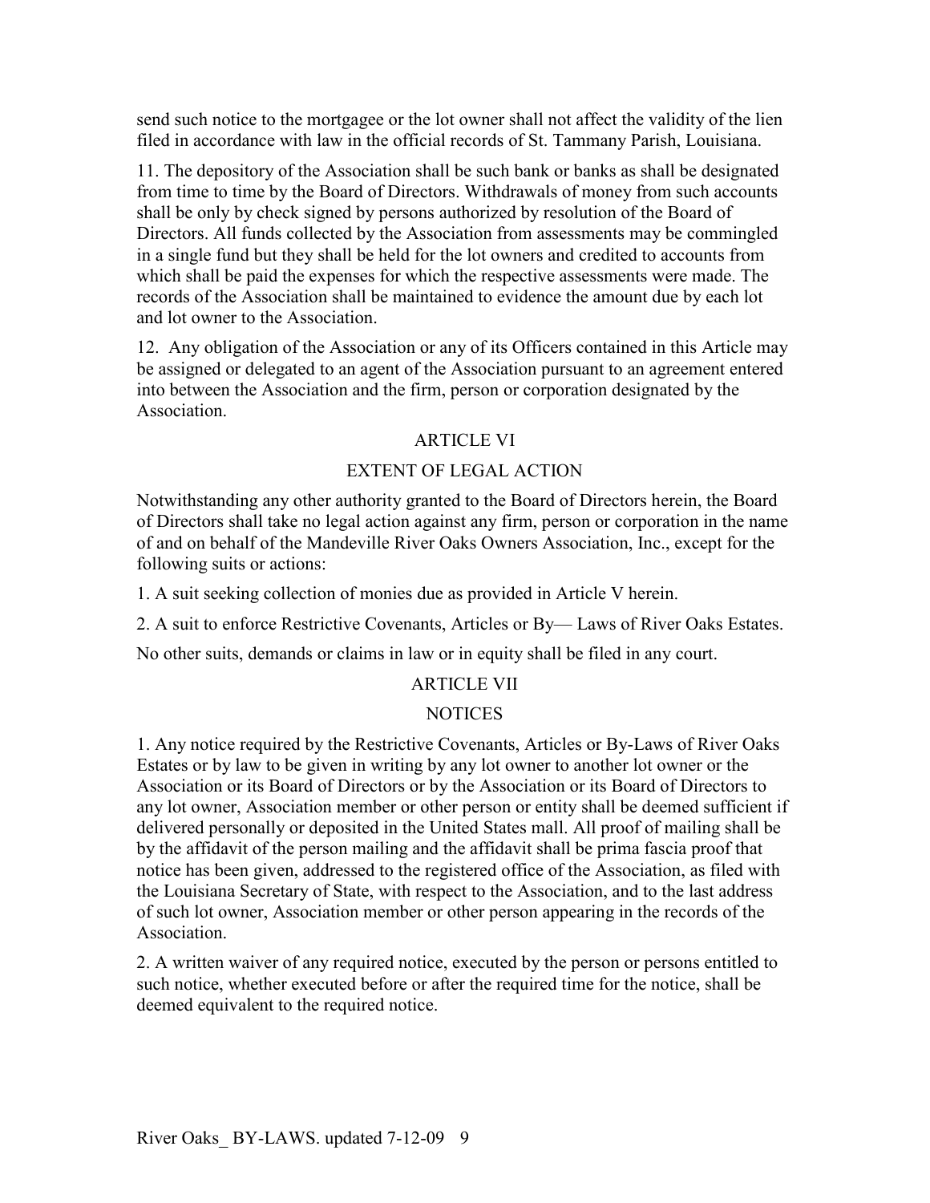send such notice to the mortgagee or the lot owner shall not affect the validity of the lien filed in accordance with law in the official records of St. Tammany Parish, Louisiana.

11. The depository of the Association shall be such bank or banks as shall be designated from time to time by the Board of Directors. Withdrawals of money from such accounts shall be only by check signed by persons authorized by resolution of the Board of Directors. All funds collected by the Association from assessments may be commingled in a single fund but they shall be held for the lot owners and credited to accounts from which shall be paid the expenses for which the respective assessments were made. The records of the Association shall be maintained to evidence the amount due by each lot and lot owner to the Association.

12. Any obligation of the Association or any of its Officers contained in this Article may be assigned or delegated to an agent of the Association pursuant to an agreement entered into between the Association and the firm, person or corporation designated by the Association.

## ARTICLE VI

## EXTENT OF LEGAL ACTION

Notwithstanding any other authority granted to the Board of Directors herein, the Board of Directors shall take no legal action against any firm, person or corporation in the name of and on behalf of the Mandeville River Oaks Owners Association, Inc., except for the following suits or actions:

1. A suit seeking collection of monies due as provided in Article V herein.

2. A suit to enforce Restrictive Covenants, Articles or By— Laws of River Oaks Estates.

No other suits, demands or claims in law or in equity shall be filed in any court.

## ARTICLE VII

## NOTICES

1. Any notice required by the Restrictive Covenants, Articles or By-Laws of River Oaks Estates or by law to be given in writing by any lot owner to another lot owner or the Association or its Board of Directors or by the Association or its Board of Directors to any lot owner, Association member or other person or entity shall be deemed sufficient if delivered personally or deposited in the United States mall. All proof of mailing shall be by the affidavit of the person mailing and the affidavit shall be prima fascia proof that notice has been given, addressed to the registered office of the Association, as filed with the Louisiana Secretary of State, with respect to the Association, and to the last address of such lot owner, Association member or other person appearing in the records of the Association.

2. A written waiver of any required notice, executed by the person or persons entitled to such notice, whether executed before or after the required time for the notice, shall be deemed equivalent to the required notice.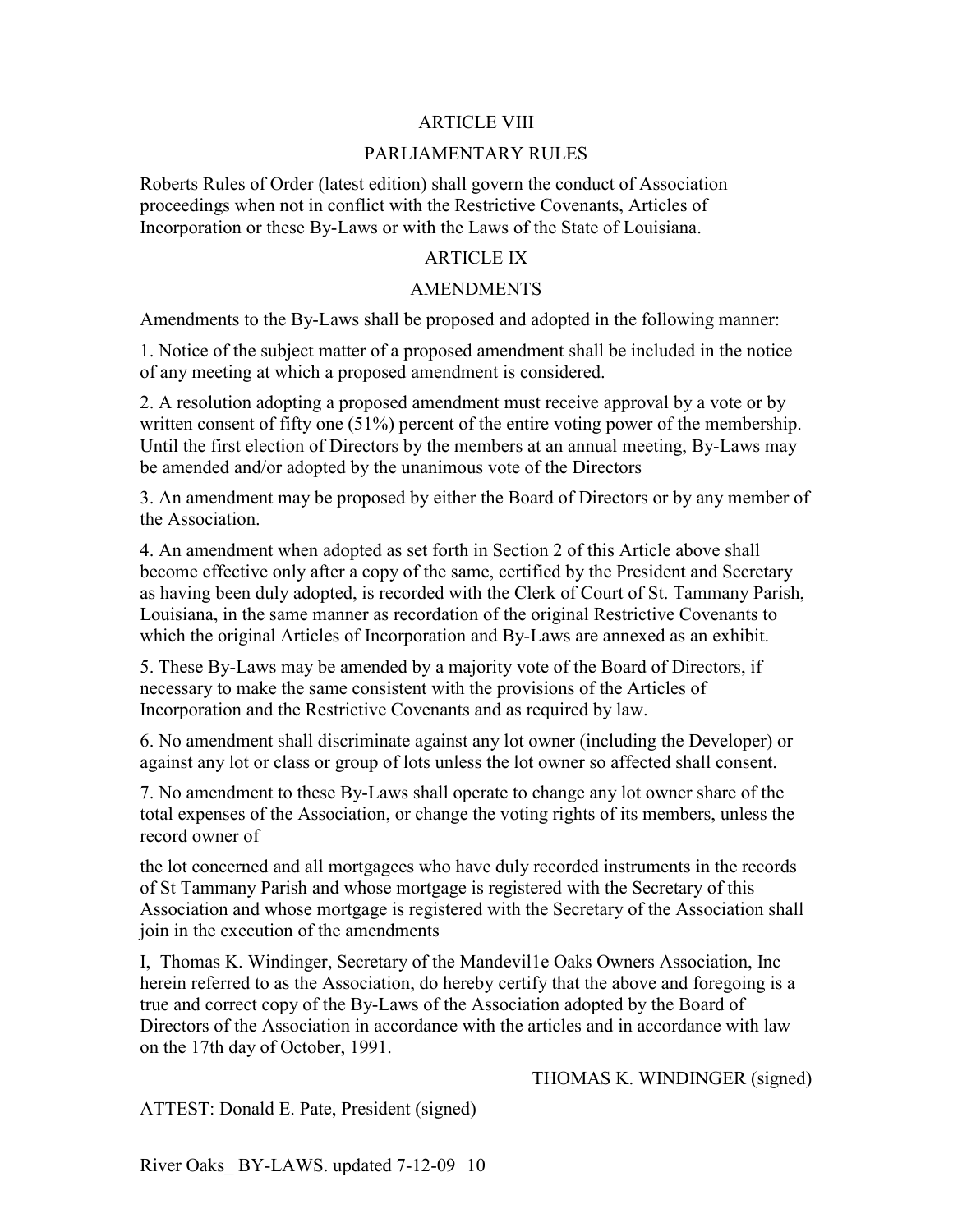## ARTICLE VIII

## PARLIAMENTARY RULES

Roberts Rules of Order (latest edition) shall govern the conduct of Association proceedings when not in conflict with the Restrictive Covenants, Articles of Incorporation or these By-Laws or with the Laws of the State of Louisiana.

## ARTICLE IX

## AMENDMENTS

Amendments to the By-Laws shall be proposed and adopted in the following manner:

1. Notice of the subject matter of a proposed amendment shall be included in the notice of any meeting at which a proposed amendment is considered.

2. A resolution adopting a proposed amendment must receive approval by a vote or by written consent of fifty one (51%) percent of the entire voting power of the membership. Until the first election of Directors by the members at an annual meeting, By-Laws may be amended and/or adopted by the unanimous vote of the Directors

3. An amendment may be proposed by either the Board of Directors or by any member of the Association.

4. An amendment when adopted as set forth in Section 2 of this Article above shall become effective only after a copy of the same, certified by the President and Secretary as having been duly adopted, is recorded with the Clerk of Court of St. Tammany Parish, Louisiana, in the same manner as recordation of the original Restrictive Covenants to which the original Articles of Incorporation and By-Laws are annexed as an exhibit.

5. These By-Laws may be amended by a majority vote of the Board of Directors, if necessary to make the same consistent with the provisions of the Articles of Incorporation and the Restrictive Covenants and as required by law.

6. No amendment shall discriminate against any lot owner (including the Developer) or against any lot or class or group of lots unless the lot owner so affected shall consent.

7. No amendment to these By-Laws shall operate to change any lot owner share of the total expenses of the Association, or change the voting rights of its members, unless the record owner of the lot concerned and all mortgagees who have duly recorded instruments in the records of St Tammany Parish and whose mortgage is registered with the Secretary of this Association and whose mortgage is registered with the Secretary of the Association shall join in the execution of the amendments

I, Thomas K. Windinger, Secretary of the Mandevil1e Oaks Owners Association, Inc herein referred to as the Association, do hereby certify that the above and foregoing is a true and correct copy of the By-Laws of the Association adopted by the Board of Directors of the Association in accordance with the articles and in accordance with law on the 17th day of October, 1991.

THOMAS K. WINDINGER (signed)

ATTEST: Donald E. Pate, President (signed)